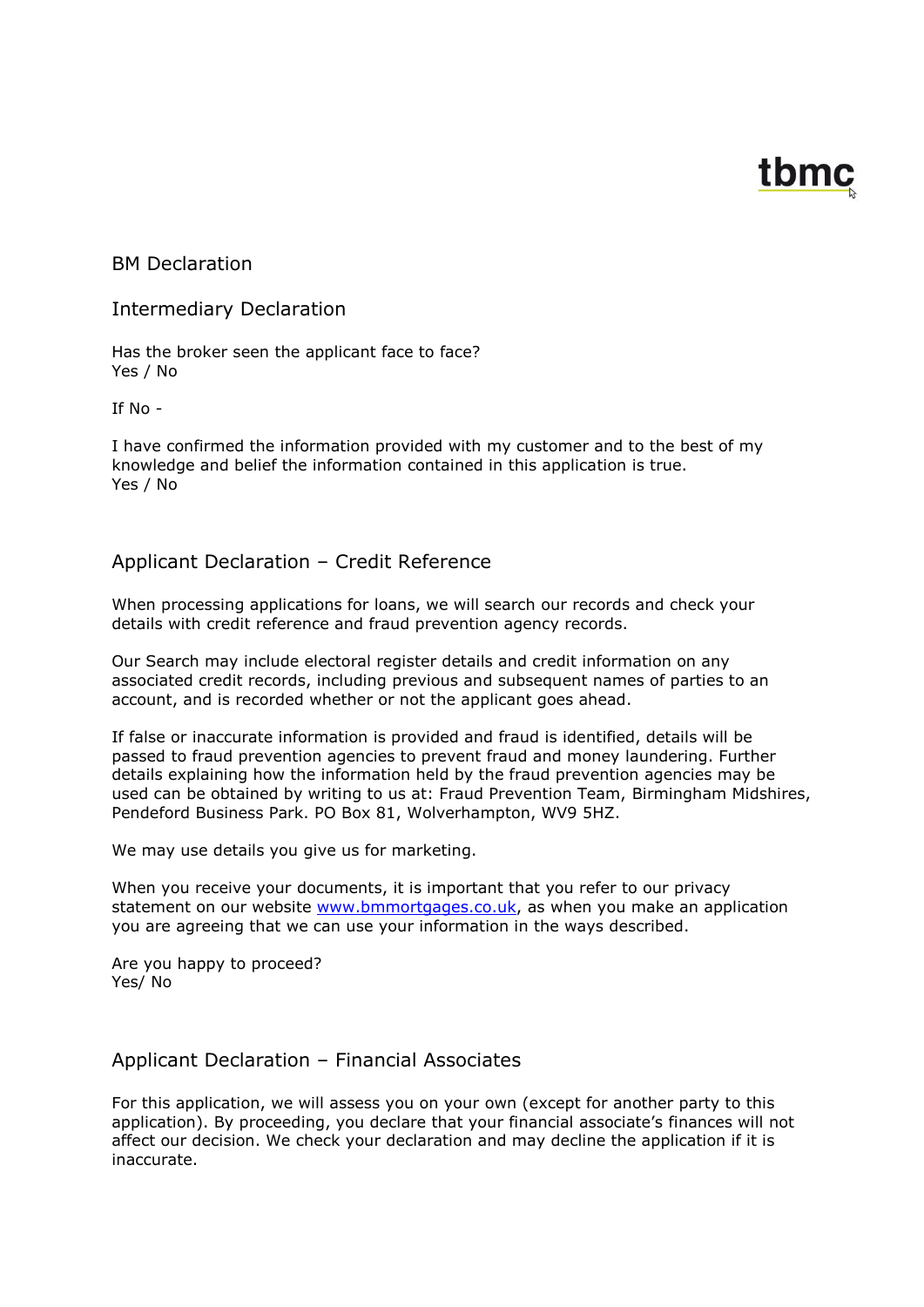tbmc

# BM Declaration

## Intermediary Declaration

Has the broker seen the applicant face to face?
Yes / No

If No -

I have confirmed the information provided with my customer and to the best of my knowledge and belief the information contained in this application is true.
Yes / No

## Applicant Declaration – Credit Reference

When processing applications for loans, we will search our records and check your details with credit reference and fraud prevention agency records.

Our Search may include electoral register details and credit information on any associated credit records, including previous and subsequent names of parties to an account, and is recorded whether or not the applicant goes ahead.

If false or inaccurate information is provided and fraud is identified, details will be passed to fraud prevention agencies to prevent fraud and money laundering. Further details explaining how the information held by the fraud prevention agencies may be used can be obtained by writing to us at: Fraud Prevention Team, Birmingham Midshires, Pendeford Business Park. PO Box 81, Wolverhampton, WV9 5HZ.

We may use details you give us for marketing.

When you receive your documents, it is important that you refer to our privacy statement on our website [www.bmmortgages.co.uk](http://www.bmmortgages.co.uk), as when you make an application you are agreeing that we can use your information in the ways described.

Are you happy to proceed?
Yes/ No

## Applicant Declaration – Financial Associates

For this application, we will assess you on your own (except for another party to this application). By proceeding, you declare that your financial associate's finances will not affect our decision. We check your declaration and may decline the application if it is inaccurate.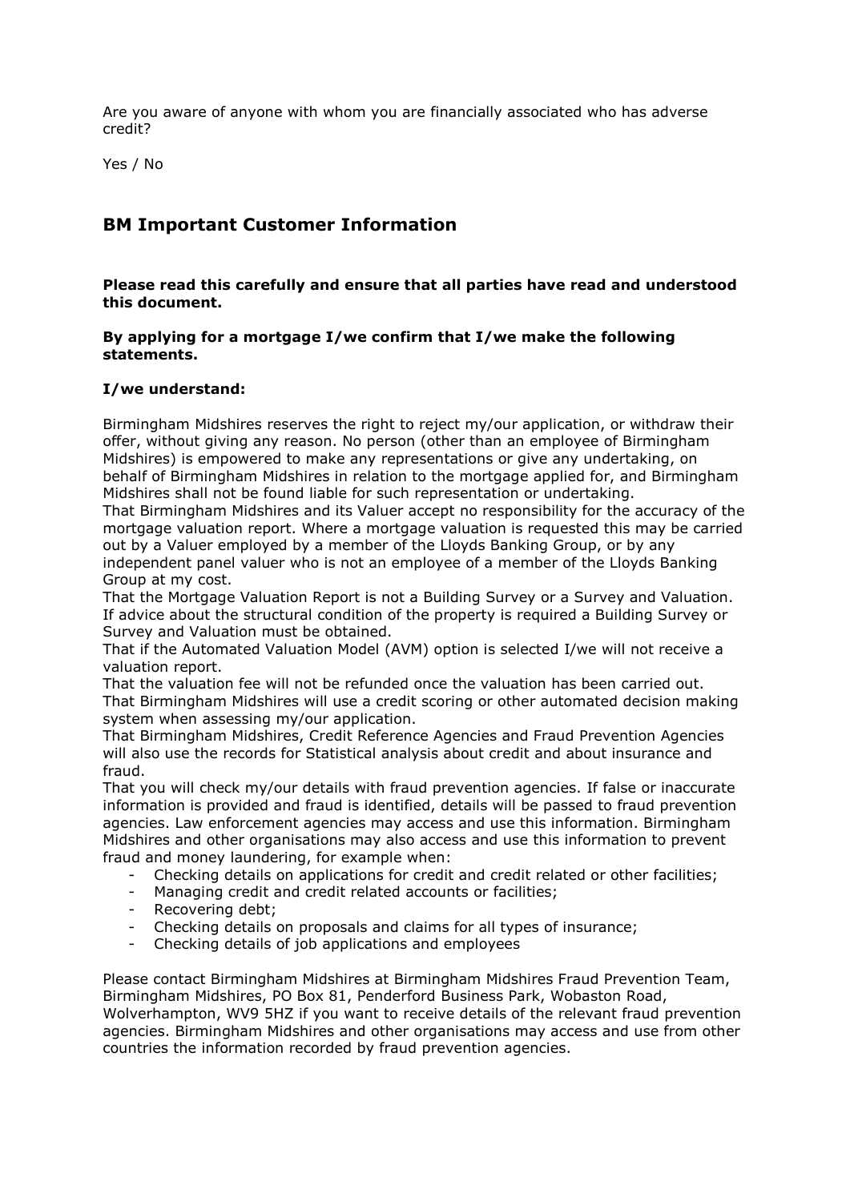Are you aware of anyone with whom you are financially associated who has adverse credit?

Yes / No

## BM Important Customer Information

**Please read this carefully and ensure that all parties have read and understood this document.**

**By applying for a mortgage I/we confirm that I/we make the following statements.**

**I/we understand:**

Birmingham Midshires reserves the right to reject my/our application, or withdraw their offer, without giving any reason. No person (other than an employee of Birmingham Midshires) is empowered to make any representations or give any undertaking, on behalf of Birmingham Midshires in relation to the mortgage applied for, and Birmingham Midshires shall not be found liable for such representation or undertaking.

That Birmingham Midshires and its Valuer accept no responsibility for the accuracy of the mortgage valuation report. Where a mortgage valuation is requested this may be carried out by a Valuer employed by a member of the Lloyds Banking Group, or by any independent panel valuer who is not an employee of a member of the Lloyds Banking Group at my cost.

That the Mortgage Valuation Report is not a Building Survey or a Survey and Valuation. If advice about the structural condition of the property is required a Building Survey or Survey and Valuation must be obtained.

That if the Automated Valuation Model (AVM) option is selected I/we will not receive a valuation report.

That the valuation fee will not be refunded once the valuation has been carried out.

That Birmingham Midshires will use a credit scoring or other automated decision making system when assessing my/our application.

That Birmingham Midshires, Credit Reference Agencies and Fraud Prevention Agencies will also use the records for Statistical analysis about credit and about insurance and fraud.

That you will check my/our details with fraud prevention agencies. If false or inaccurate information is provided and fraud is identified, details will be passed to fraud prevention agencies. Law enforcement agencies may access and use this information. Birmingham Midshires and other organisations may also access and use this information to prevent fraud and money laundering, for example when:

- Checking details on applications for credit and credit related or other facilities;
- Managing credit and credit related accounts or facilities;
- Recovering debt;
- Checking details on proposals and claims for all types of insurance;
- Checking details of job applications and employees

Please contact Birmingham Midshires at Birmingham Midshires Fraud Prevention Team, Birmingham Midshires, PO Box 81, Penderford Business Park, Wobaston Road, Wolverhampton, WV9 5HZ if you want to receive details of the relevant fraud prevention agencies. Birmingham Midshires and other organisations may access and use from other countries the information recorded by fraud prevention agencies.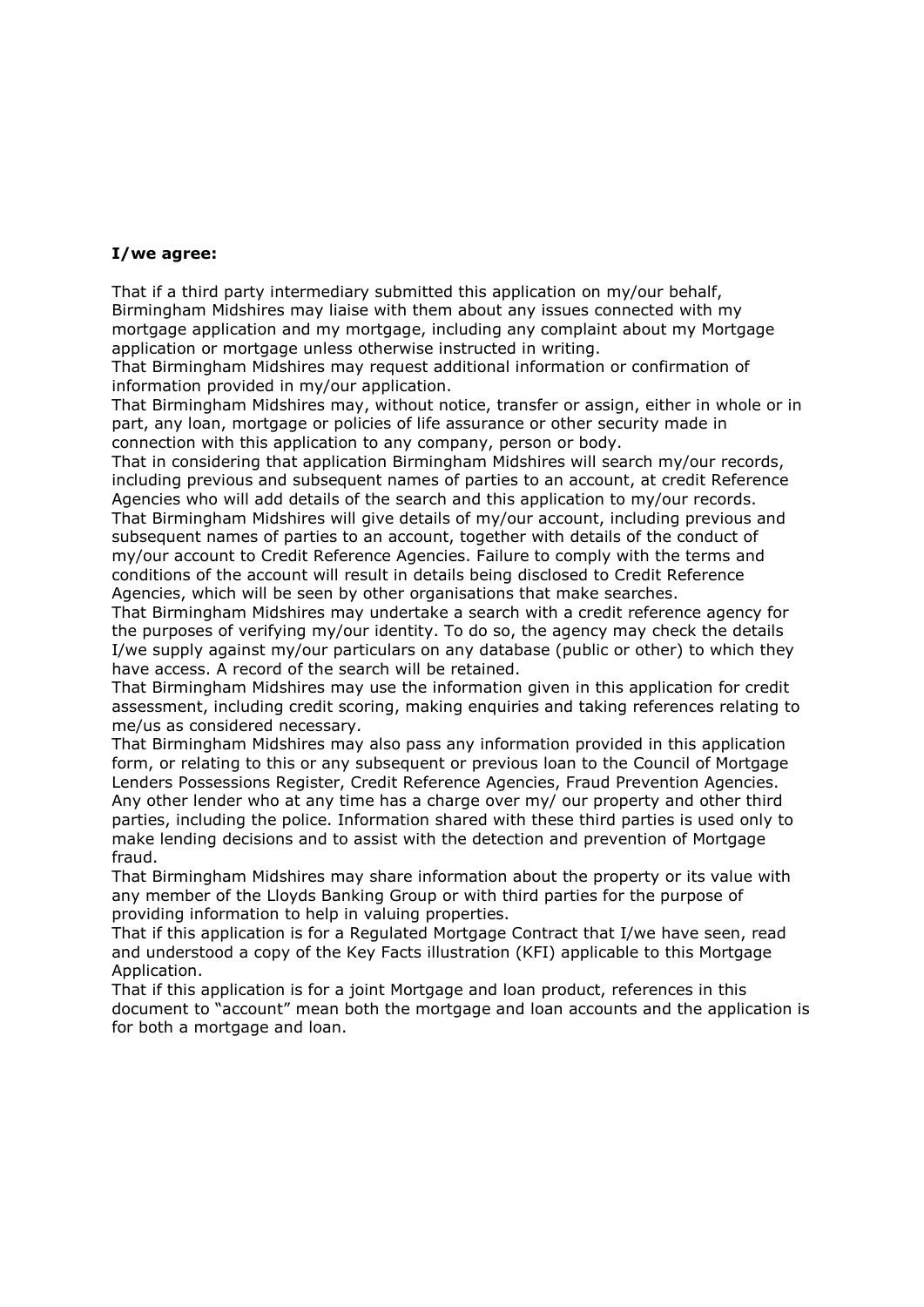**I/we agree:**

That if a third party intermediary submitted this application on my/our behalf, Birmingham Midshires may liaise with them about any issues connected with my mortgage application and my mortgage, including any complaint about my Mortgage application or mortgage unless otherwise instructed in writing.

That Birmingham Midshires may request additional information or confirmation of information provided in my/our application.

That Birmingham Midshires may, without notice, transfer or assign, either in whole or in part, any loan, mortgage or policies of life assurance or other security made in connection with this application to any company, person or body.

That in considering that application Birmingham Midshires will search my/our records, including previous and subsequent names of parties to an account, at credit Reference Agencies who will add details of the search and this application to my/our records.

That Birmingham Midshires will give details of my/our account, including previous and subsequent names of parties to an account, together with details of the conduct of my/our account to Credit Reference Agencies. Failure to comply with the terms and conditions of the account will result in details being disclosed to Credit Reference Agencies, which will be seen by other organisations that make searches.

That Birmingham Midshires may undertake a search with a credit reference agency for the purposes of verifying my/our identity. To do so, the agency may check the details I/we supply against my/our particulars on any database (public or other) to which they have access. A record of the search will be retained.

That Birmingham Midshires may use the information given in this application for credit assessment, including credit scoring, making enquiries and taking references relating to me/us as considered necessary.

That Birmingham Midshires may also pass any information provided in this application form, or relating to this or any subsequent or previous loan to the Council of Mortgage Lenders Possessions Register, Credit Reference Agencies, Fraud Prevention Agencies. Any other lender who at any time has a charge over my/ our property and other third parties, including the police. Information shared with these third parties is used only to make lending decisions and to assist with the detection and prevention of Mortgage fraud.

That Birmingham Midshires may share information about the property or its value with any member of the Lloyds Banking Group or with third parties for the purpose of providing information to help in valuing properties.

That if this application is for a Regulated Mortgage Contract that I/we have seen, read and understood a copy of the Key Facts illustration (KFI) applicable to this Mortgage Application.

That if this application is for a joint Mortgage and loan product, references in this document to "account" mean both the mortgage and loan accounts and the application is for both a mortgage and loan.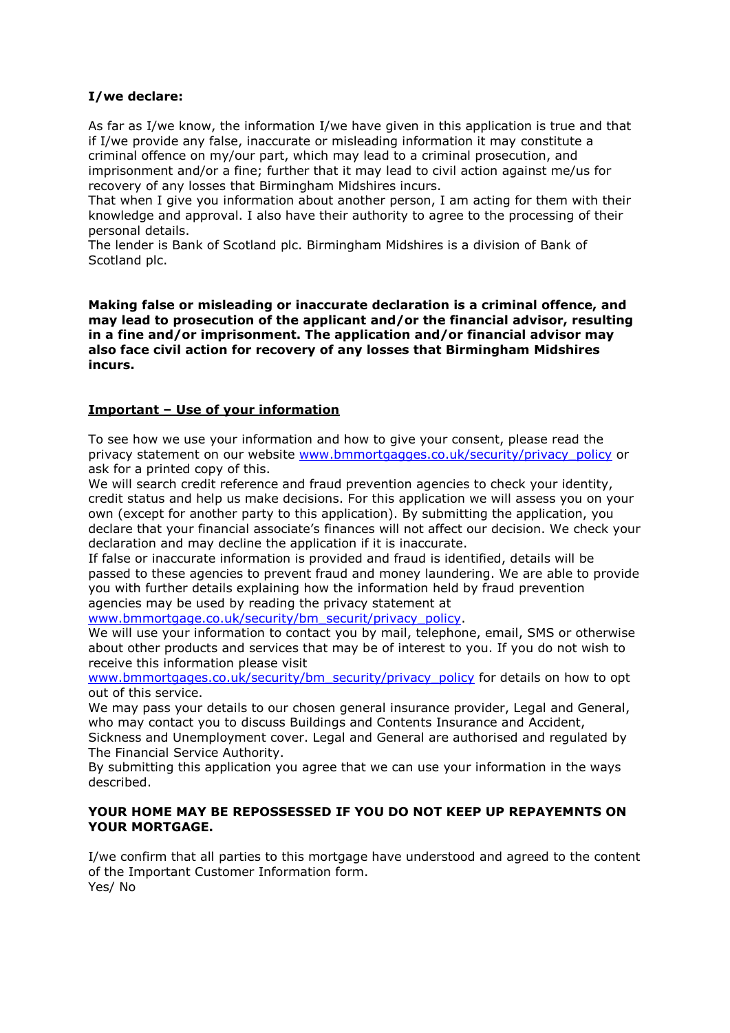**I/we declare:**

As far as I/we know, the information I/we have given in this application is true and that if I/we provide any false, inaccurate or misleading information it may constitute a criminal offence on my/our part, which may lead to a criminal prosecution, and imprisonment and/or a fine; further that it may lead to civil action against me/us for recovery of any losses that Birmingham Midshires incurs.
That when I give you information about another person, I am acting for them with their knowledge and approval. I also have their authority to agree to the processing of their personal details.
The lender is Bank of Scotland plc. Birmingham Midshires is a division of Bank of Scotland plc.

**Making false or misleading or inaccurate declaration is a criminal offence, and may lead to prosecution of the applicant and/or the financial advisor, resulting in a fine and/or imprisonment. The application and/or financial advisor may also face civil action for recovery of any losses that Birmingham Midshires incurs.**

**Important – Use of your information**

To see how we use your information and how to give your consent, please read the privacy statement on our website www.bmmortgagges.co.uk/security/privacy_policy or ask for a printed copy of this.
We will search credit reference and fraud prevention agencies to check your identity, credit status and help us make decisions. For this application we will assess you on your own (except for another party to this application). By submitting the application, you declare that your financial associate's finances will not affect our decision. We check your declaration and may decline the application if it is inaccurate.
If false or inaccurate information is provided and fraud is identified, details will be passed to these agencies to prevent fraud and money laundering. We are able to provide you with further details explaining how the information held by fraud prevention agencies may be used by reading the privacy statement at www.bmmortgage.co.uk/security/bm_securit/privacy_policy.
We will use your information to contact you by mail, telephone, email, SMS or otherwise about other products and services that may be of interest to you. If you do not wish to receive this information please visit www.bmmortgages.co.uk/security/bm_security/privacy_policy for details on how to opt out of this service.
We may pass your details to our chosen general insurance provider, Legal and General, who may contact you to discuss Buildings and Contents Insurance and Accident, Sickness and Unemployment cover. Legal and General are authorised and regulated by The Financial Service Authority.
By submitting this application you agree that we can use your information in the ways described.

**YOUR HOME MAY BE REPOSSESSED IF YOU DO NOT KEEP UP REPAYEMNTS ON YOUR MORTGAGE.**

I/we confirm that all parties to this mortgage have understood and agreed to the content of the Important Customer Information form.
Yes/ No